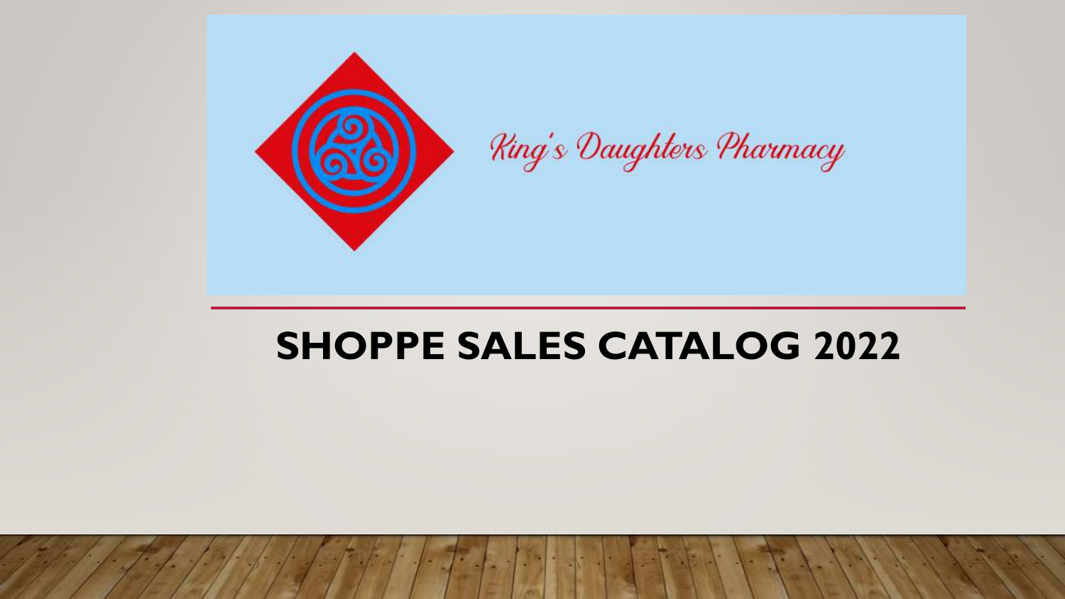King's Daughters Pharmacy

# SHOPPE SALES CATALOG 2022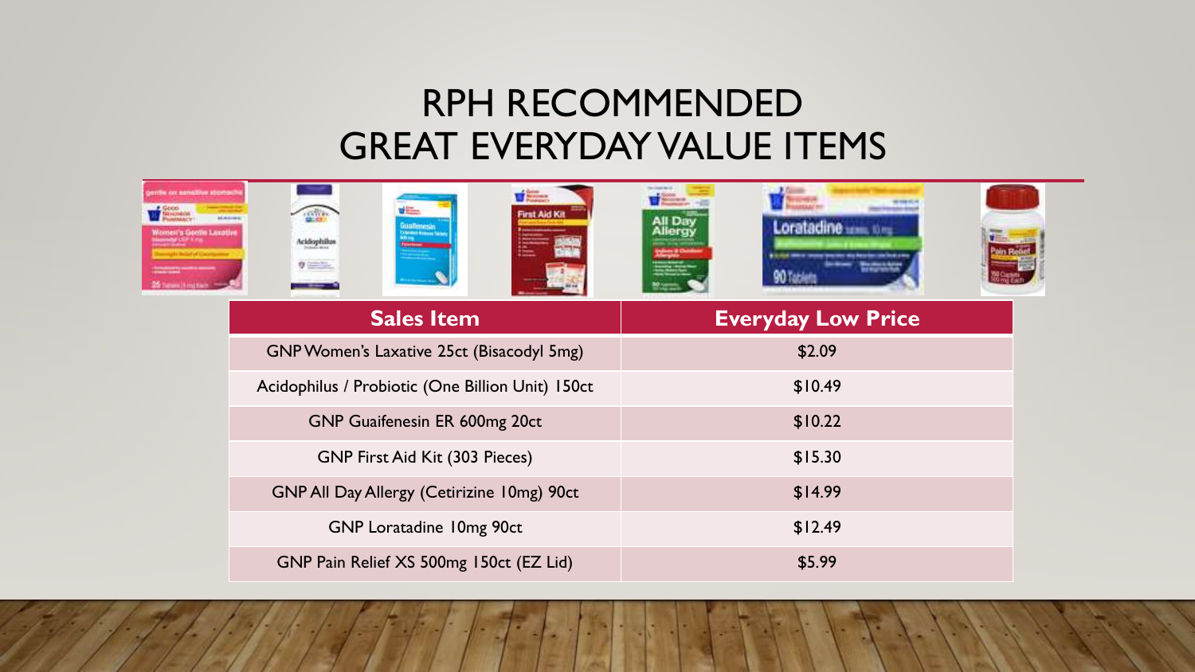# RPH RECOMMENDED GREAT EVERYDAY VALUE ITEMS

| Sales Item | Everyday Low Price |
| --- | --- |
| GNP Women's Laxative 25ct (Bisacodyl 5mg) | $2.09 |
| Acidophilus / Probiotic (One Billion Unit) 150ct | $10.49 |
| GNP Guaifenesin ER 600mg 20ct | $10.22 |
| GNP First Aid Kit (303 Pieces) | $15.30 |
| GNP All Day Allergy (Cetirizine 10mg) 90ct | $14.99 |
| GNP Loratadine 10mg 90ct | $12.49 |
| GNP Pain Relief XS 500mg 150ct (EZ Lid) | $5.99 |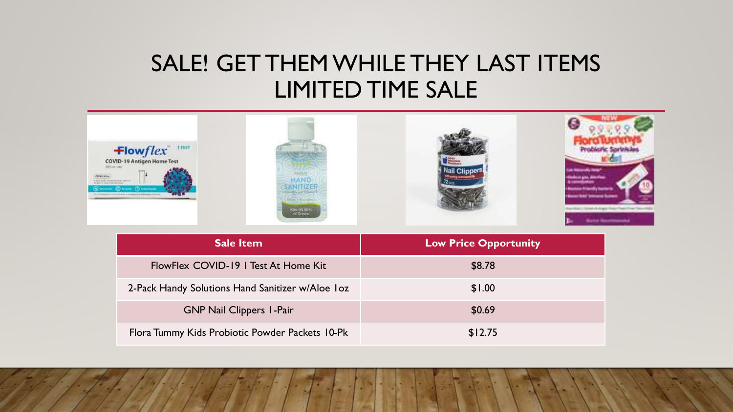# SALE! GET THEM WHILE THEY LAST ITEMS LIMITED TIME SALE

| Sale Item | Low Price Opportunity |
| --- | --- |
| FlowFlex COVID-19 1 Test At Home Kit | $8.78 |
| 2-Pack Handy Solutions Hand Sanitizer w/Aloe 1oz | $1.00 |
| GNP Nail Clippers 1-Pair | $0.69 |
| Flora Tummy Kids Probiotic Powder Packets 10-Pk | $12.75 |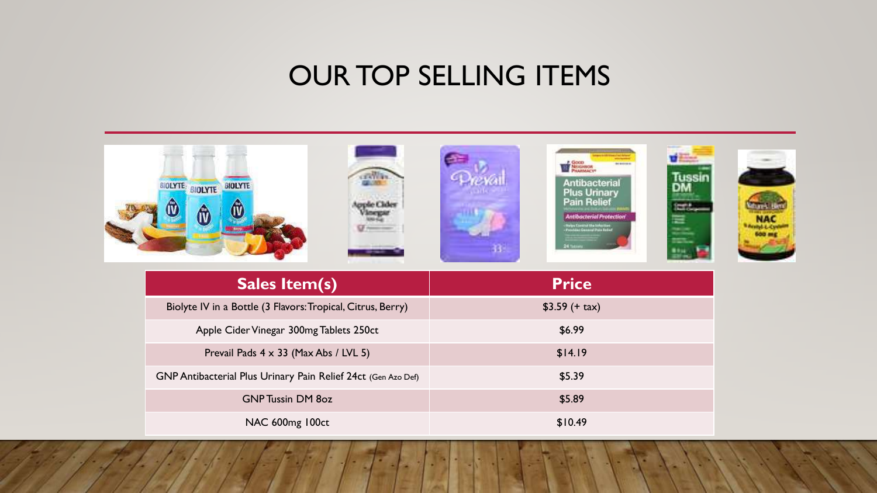# OUR TOP SELLING ITEMS

| Sales Item(s) | Price |
| --- | --- |
| Biolyte IV in a Bottle (3 Flavors: Tropical, Citrus, Berry) | $3.59 (+ tax) |
| Apple Cider Vinegar 300mg Tablets 250ct | $6.99 |
| Prevail Pads 4 x 33 (Max Abs / LVL 5) | $14.19 |
| GNP Antibacterial Plus Urinary Pain Relief 24ct (Gen Azo Def) | $5.39 |
| GNP Tussin DM 8oz | $5.89 |
| NAC 600mg 100ct | $10.49 |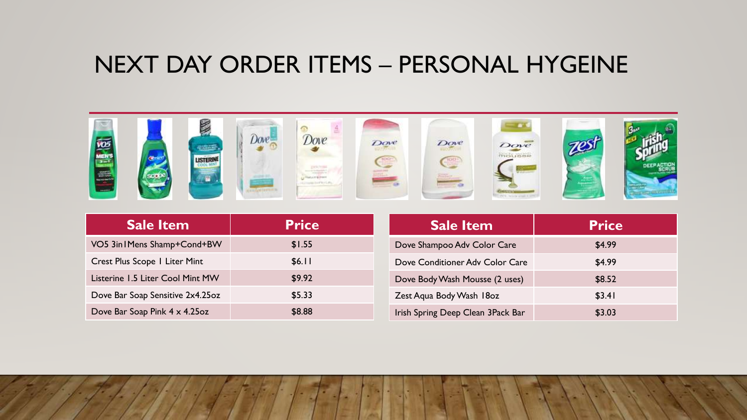# NEXT DAY ORDER ITEMS – PERSONAL HYGEINE

| Sale Item | Price |
| --- | --- |
| VO5 3in1Mens Shamp+Cond+BW | $1.55 |
| Crest Plus Scope 1 Liter Mint | $6.11 |
| Listerine 1.5 Liter Cool Mint MW | $9.92 |
| Dove Bar Soap Sensitive 2x4.25oz | $5.33 |
| Dove Bar Soap Pink 4 x 4.25oz | $8.88 |

| Sale Item | Price |
| --- | --- |
| Dove Shampoo Adv Color Care | $4.99 |
| Dove Conditioner Adv Color Care | $4.99 |
| Dove Body Wash Mousse (2 uses) | $8.52 |
| Zest Aqua Body Wash 18oz | $3.41 |
| Irish Spring Deep Clean 3Pack Bar | $3.03 |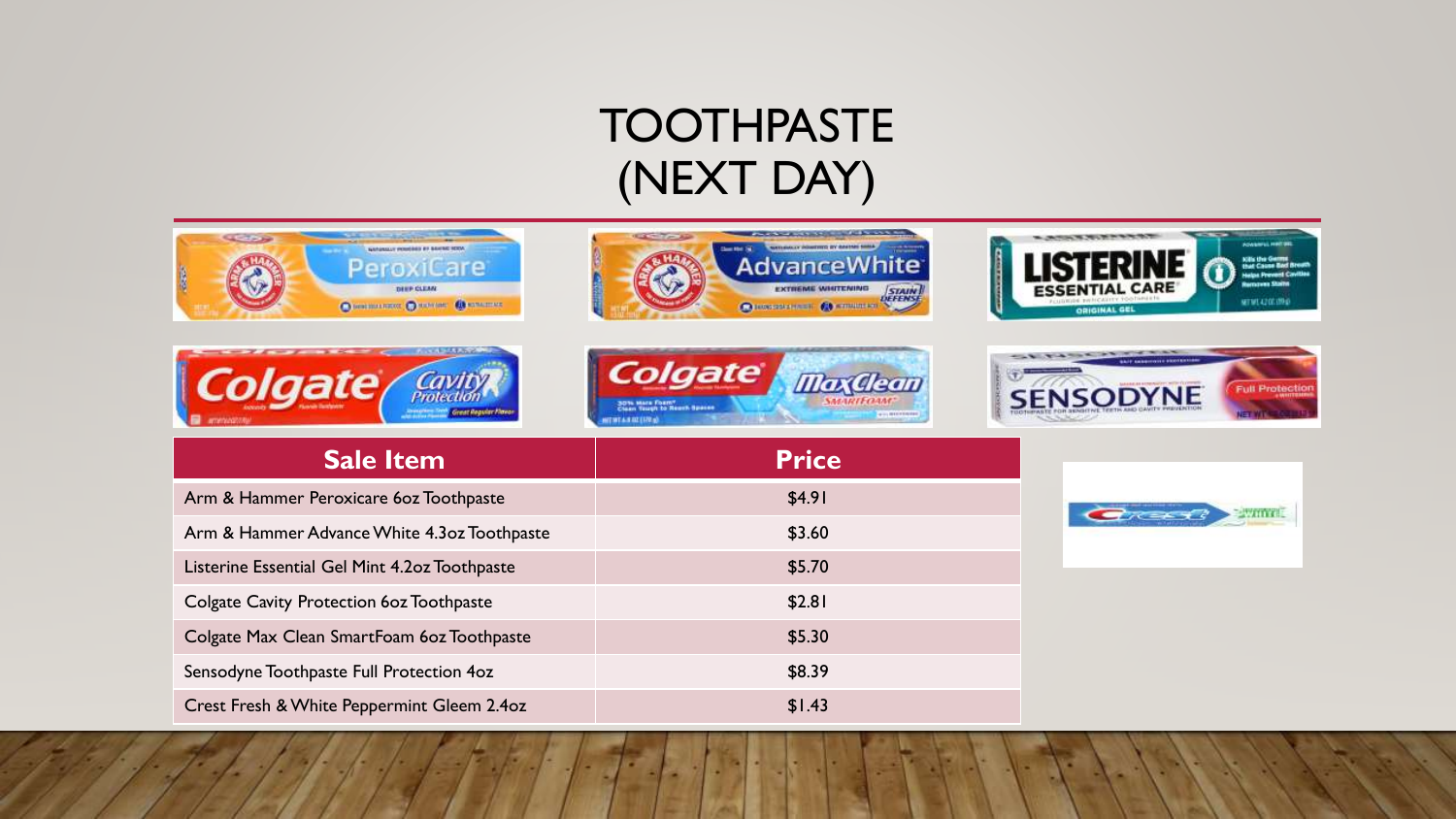# TOOTHPASTE (NEXT DAY)

| Sale Item | Price |
| --- | --- |
| Arm & Hammer Peroxicare 6oz Toothpaste | $4.91 |
| Arm & Hammer Advance White 4.3oz Toothpaste | $3.60 |
| Listerine Essential Gel Mint 4.2oz Toothpaste | $5.70 |
| Colgate Cavity Protection 6oz Toothpaste | $2.81 |
| Colgate Max Clean SmartFoam 6oz Toothpaste | $5.30 |
| Sensodyne Toothpaste Full Protection 4oz | $8.39 |
| Crest Fresh & White Peppermint Gleem 2.4oz | $1.43 |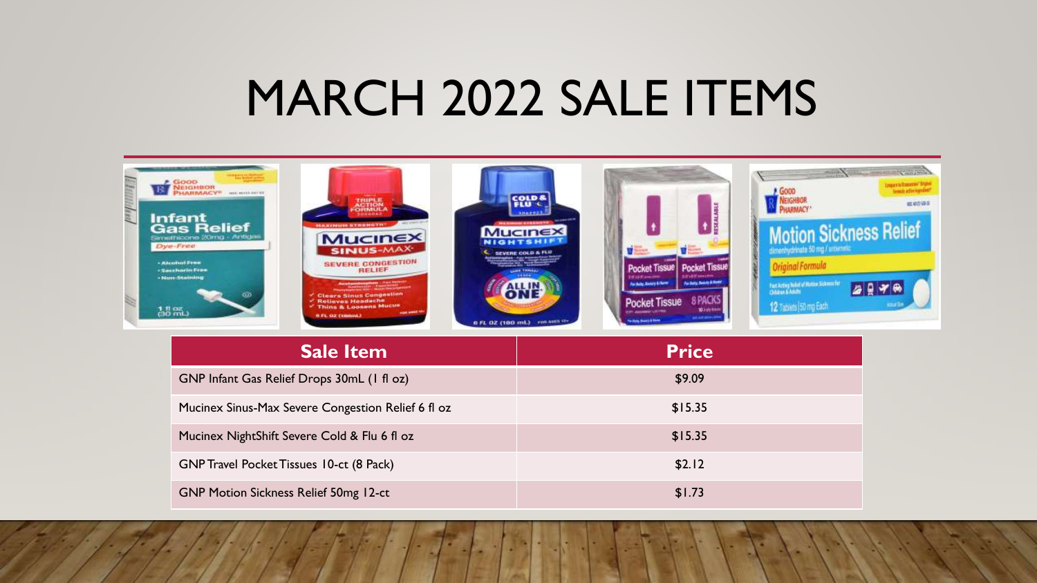# MARCH 2022 SALE ITEMS

| Sale Item | Price |
|---|---|
| GNP Infant Gas Relief Drops 30mL (1 fl oz) | $9.09 |
| Mucinex Sinus-Max Severe Congestion Relief 6 fl oz | $15.35 |
| Mucinex NightShift Severe Cold & Flu 6 fl oz | $15.35 |
| GNP Travel Pocket Tissues 10-ct (8 Pack) | $2.12 |
| GNP Motion Sickness Relief 50mg 12-ct | $1.73 |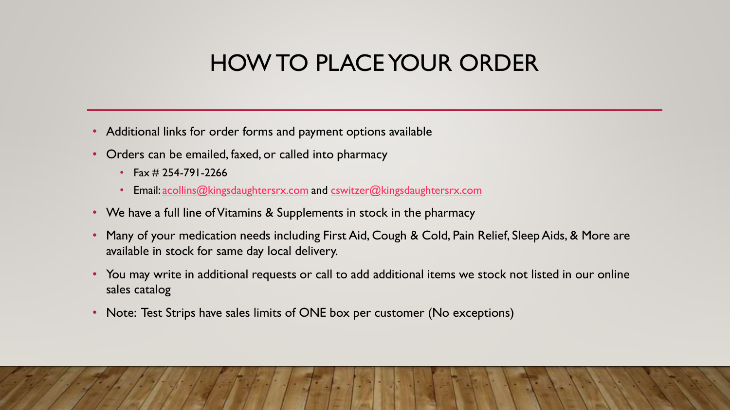# HOW TO PLACE YOUR ORDER

- Additional links for order forms and payment options available
- Orders can be emailed, faxed, or called into pharmacy
  - Fax # 254-791-2266
  - Email: acollins@kingsdaughtersrx.com and cswitzer@kingsdaughtersrx.com
- We have a full line of Vitamins & Supplements in stock in the pharmacy
- Many of your medication needs including First Aid, Cough & Cold, Pain Relief, Sleep Aids, & More are available in stock for same day local delivery.
- You may write in additional requests or call to add additional items we stock not listed in our online sales catalog
- Note: Test Strips have sales limits of ONE box per customer (No exceptions)